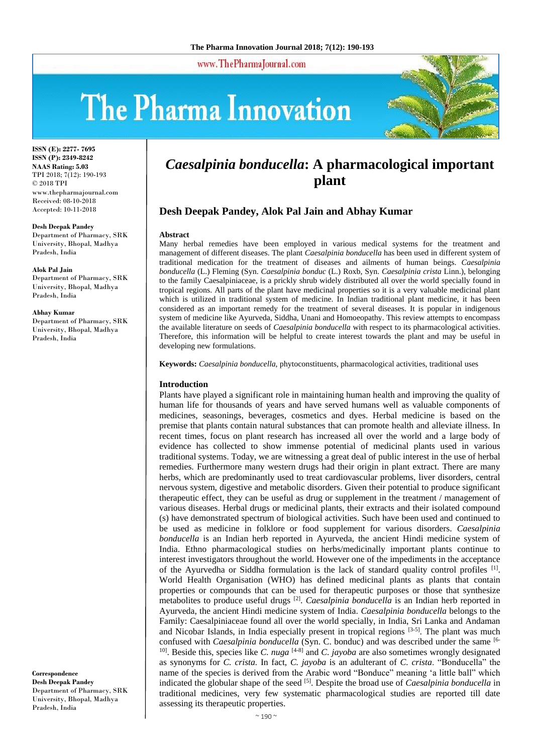# *Caesalpinia bonducella*: A pharmacological important plant

## Desh Deepak Pandey, Alok Pal Jain and Abhay Kumar

**ISSN (E): 2277- 7695**
**ISSN (P): 2349-8242**
**NAAS Rating: 5.03**
TPI 2018; 7(12): 190-193
© 2018 TPI
www.thepharmajournal.com
Received: 08-10-2018
Accepted: 10-11-2018

**Desh Deepak Pandey**
Department of Pharmacy, SRK University, Bhopal, Madhya Pradesh, India

**Alok Pal Jain**
Department of Pharmacy, SRK University, Bhopal, Madhya Pradesh, India

**Abhay Kumar**
Department of Pharmacy, SRK University, Bhopal, Madhya Pradesh, India

**Correspondence**
**Desh Deepak Pandey**
Department of Pharmacy, SRK University, Bhopal, Madhya Pradesh, India

### Abstract

Many herbal remedies have been employed in various medical systems for the treatment and management of different diseases. The plant *Caesalpinia bonducella* has been used in different system of traditional medication for the treatment of diseases and ailments of human beings. *Caesalpinia bonducella* (L.) Fleming (Syn. *Caesalpinia bonduc* (L.) Roxb, Syn. *Caesalpinia crista* Linn.), belonging to the family Caesalpiniaceae, is a prickly shrub widely distributed all over the world specially found in tropical regions. All parts of the plant have medicinal properties so it is a very valuable medicinal plant which is utilized in traditional system of medicine. In Indian traditional plant medicine, it has been considered as an important remedy for the treatment of several diseases. It is popular in indigenous system of medicine like Ayurveda, Siddha, Unani and Homoeopathy. This review attempts to encompass the available literature on seeds of *Caesalpinia bonducella* with respect to its pharmacological activities. Therefore, this information will be helpful to create interest towards the plant and may be useful in developing new formulations.

**Keywords:** *Caesalpinia bonducella,* phytoconstituents, pharmacological activities, traditional uses

### Introduction

Plants have played a significant role in maintaining human health and improving the quality of human life for thousands of years and have served humans well as valuable components of medicines, seasonings, beverages, cosmetics and dyes. Herbal medicine is based on the premise that plants contain natural substances that can promote health and alleviate illness. In recent times, focus on plant research has increased all over the world and a large body of evidence has collected to show immense potential of medicinal plants used in various traditional systems. Today, we are witnessing a great deal of public interest in the use of herbal remedies. Furthermore many western drugs had their origin in plant extract. There are many herbs, which are predominantly used to treat cardiovascular problems, liver disorders, central nervous system, digestive and metabolic disorders. Given their potential to produce significant therapeutic effect, they can be useful as drug or supplement in the treatment / management of various diseases. Herbal drugs or medicinal plants, their extracts and their isolated compound (s) have demonstrated spectrum of biological activities. Such have been used and continued to be used as medicine in folklore or food supplement for various disorders. *Caesalpinia bonducella* is an Indian herb reported in Ayurveda, the ancient Hindi medicine system of India. Ethno pharmacological studies on herbs/medicinally important plants continue to interest investigators throughout the world. However one of the impediments in the acceptance of the Ayurvedha or Siddha formulation is the lack of standard quality control profiles [1]. World Health Organisation (WHO) has defined medicinal plants as plants that contain properties or compounds that can be used for therapeutic purposes or those that synthesize metabolites to produce useful drugs [2]. *Caesalpinia bonducella* is an Indian herb reported in Ayurveda, the ancient Hindi medicine system of India. *Caesalpinia bonducella* belongs to the Family: Caesalpiniaceae found all over the world specially, in India, Sri Lanka and Andaman and Nicobar Islands, in India especially present in tropical regions [3-5]. The plant was much confused with *Caesalpinia bonducella* (Syn. C. bonduc) and was described under the same [6-10]. Beside this, species like *C. nuga* [4-8] and *C. jayoba* are also sometimes wrongly designated as synonyms for *C. crista.* In fact, *C. jayoba* is an adulterant of *C. crista*. "Bonducella" the name of the species is derived from the Arabic word "Bonduce" meaning 'a little ball" which indicated the globular shape of the seed [5]. Despite the broad use of *Caesalpinia bonducella* in traditional medicines, very few systematic pharmacological studies are reported till date assessing its therapeutic properties.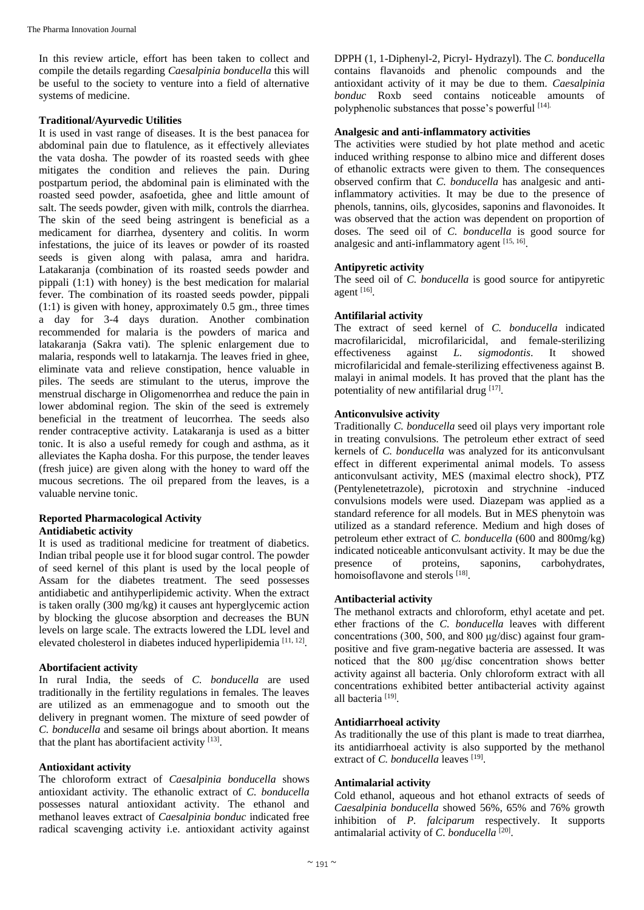In this review article, effort has been taken to collect and compile the details regarding *Caesalpinia bonducella* this will be useful to the society to venture into a field of alternative systems of medicine.

**Traditional/Ayurvedic Utilities**

It is used in vast range of diseases. It is the best panacea for abdominal pain due to flatulence, as it effectively alleviates the vata dosha. The powder of its roasted seeds with ghee mitigates the condition and relieves the pain. During postpartum period, the abdominal pain is eliminated with the roasted seed powder, asafoetida, ghee and little amount of salt. The seeds powder, given with milk, controls the diarrhea. The skin of the seed being astringent is beneficial as a medicament for diarrhea, dysentery and colitis. In worm infestations, the juice of its leaves or powder of its roasted seeds is given along with palasa, amra and haridra. Latakaranja (combination of its roasted seeds powder and pippali (1:1) with honey) is the best medication for malarial fever. The combination of its roasted seeds powder, pippali (1:1) is given with honey, approximately 0.5 gm., three times a day for 3-4 days duration. Another combination recommended for malaria is the powders of marica and latakaranja (Sakra vati). The splenic enlargement due to malaria, responds well to latakarnja. The leaves fried in ghee, eliminate vata and relieve constipation, hence valuable in piles. The seeds are stimulant to the uterus, improve the menstrual discharge in Oligomenorrhea and reduce the pain in lower abdominal region. The skin of the seed is extremely beneficial in the treatment of leucorrhea. The seeds also render contraceptive activity. Latakaranja is used as a bitter tonic. It is also a useful remedy for cough and asthma, as it alleviates the Kapha dosha. For this purpose, the tender leaves (fresh juice) are given along with the honey to ward off the mucous secretions. The oil prepared from the leaves, is a valuable nervine tonic.

**Reported Pharmacological Activity**

**Antidiabetic activity**

It is used as traditional medicine for treatment of diabetics. Indian tribal people use it for blood sugar control. The powder of seed kernel of this plant is used by the local people of Assam for the diabetes treatment. The seed possesses antidiabetic and antihyperlipidemic activity. When the extract is taken orally (300 mg/kg) it causes ant hyperglycemic action by blocking the glucose absorption and decreases the BUN levels on large scale. The extracts lowered the LDL level and elevated cholesterol in diabetes induced hyperlipidemia [11, 12].

**Abortifacient activity**

In rural India, the seeds of *C. bonducella* are used traditionally in the fertility regulations in females. The leaves are utilized as an emmenagogue and to smooth out the delivery in pregnant women. The mixture of seed powder of *C. bonducella* and sesame oil brings about abortion. It means that the plant has abortifacient activity [13].

**Antioxidant activity**

The chloroform extract of *Caesalpinia bonducella* shows antioxidant activity. The ethanolic extract of *C. bonducella* possesses natural antioxidant activity. The ethanol and methanol leaves extract of *Caesalpinia bonduc* indicated free radical scavenging activity i.e. antioxidant activity against DPPH (1, 1-Diphenyl-2, Picryl- Hydrazyl). The *C. bonducella* contains flavanoids and phenolic compounds and the antioxidant activity of it may be due to them. *Caesalpinia bonduc* Roxb seed contains noticeable amounts of polyphenolic substances that posse's powerful [14].

**Analgesic and anti-inflammatory activities**

The activities were studied by hot plate method and acetic induced writhing response to albino mice and different doses of ethanolic extracts were given to them. The consequences observed confirm that *C. bonducella* has analgesic and anti-inflammatory activities. It may be due to the presence of phenols, tannins, oils, glycosides, saponins and flavonoides. It was observed that the action was dependent on proportion of doses. The seed oil of *C. bonducella* is good source for analgesic and anti-inflammatory agent [15, 16].

**Antipyretic activity**

The seed oil of *C. bonducella* is good source for antipyretic agent [16].

**Antifilarial activity**

The extract of seed kernel of *C. bonducella* indicated macrofilaricidal, microfilaricidal, and female-sterilizing effectiveness against *L. sigmodontis*. It showed microfilaricidal and female-sterilizing effectiveness against B. malayi in animal models. It has proved that the plant has the potentiality of new antifilarial drug [17].

**Anticonvulsive activity**

Traditionally *C. bonducella* seed oil plays very important role in treating convulsions. The petroleum ether extract of seed kernels of *C. bonducella* was analyzed for its anticonvulsant effect in different experimental animal models. To assess anticonvulsant activity, MES (maximal electro shock), PTZ (Pentylenetetrazole), picrotoxin and strychnine -induced convulsions models were used. Diazepam was applied as a standard reference for all models. But in MES phenytoin was utilized as a standard reference. Medium and high doses of petroleum ether extract of *C. bonducella* (600 and 800mg/kg) indicated noticeable anticonvulsant activity. It may be due the presence of proteins, saponins, carbohydrates, homoisoflavone and sterols [18].

**Antibacterial activity**

The methanol extracts and chloroform, ethyl acetate and pet. ether fractions of the *C. bonducella* leaves with different concentrations (300, 500, and 800 μg/disc) against four gram-positive and five gram-negative bacteria are assessed. It was noticed that the 800 μg/disc concentration shows better activity against all bacteria. Only chloroform extract with all concentrations exhibited better antibacterial activity against all bacteria [19].

**Antidiarrhoeal activity**

As traditionally the use of this plant is made to treat diarrhea, its antidiarrhoeal activity is also supported by the methanol extract of *C. bonducella* leaves [19].

**Antimalarial activity**

Cold ethanol, aqueous and hot ethanol extracts of seeds of *Caesalpinia bonducella* showed 56%, 65% and 76% growth inhibition of *P. falciparum* respectively. It supports antimalarial activity of *C. bonducella* [20].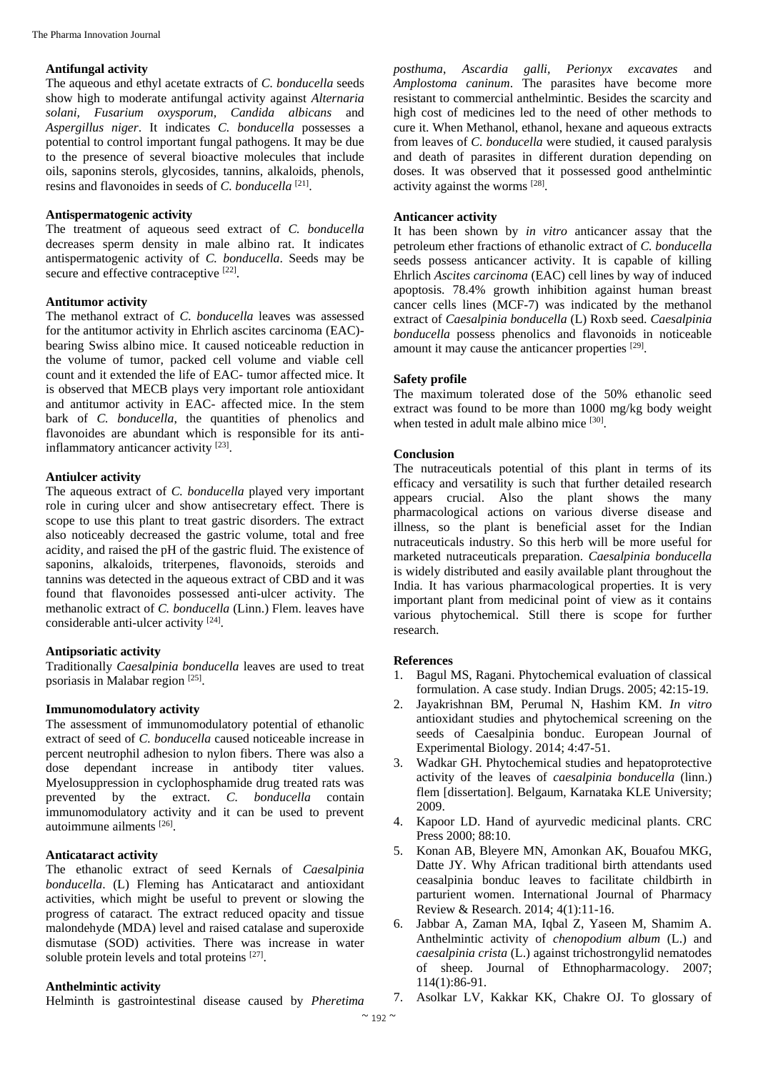### Antifungal activity

The aqueous and ethyl acetate extracts of *C. bonducella* seeds show high to moderate antifungal activity against *Alternaria solani, Fusarium oxysporum, Candida albicans* and *Aspergillus niger*. It indicates *C. bonducella* possesses a potential to control important fungal pathogens. It may be due to the presence of several bioactive molecules that include oils, saponins sterols, glycosides, tannins, alkaloids, phenols, resins and flavonoides in seeds of *C. bonducella* [21].

### Antispermatogenic activity

The treatment of aqueous seed extract of *C. bonducella* decreases sperm density in male albino rat. It indicates antispermatogenic activity of *C. bonducella*. Seeds may be secure and effective contraceptive [22].

### Antitumor activity

The methanol extract of *C. bonducella* leaves was assessed for the antitumor activity in Ehrlich ascites carcinoma (EAC)-bearing Swiss albino mice. It caused noticeable reduction in the volume of tumor, packed cell volume and viable cell count and it extended the life of EAC- tumor affected mice. It is observed that MECB plays very important role antioxidant and antitumor activity in EAC- affected mice. In the stem bark of *C. bonducella,* the quantities of phenolics and flavonoides are abundant which is responsible for its anti-inflammatory anticancer activity [23].

### Antiulcer activity

The aqueous extract of *C. bonducella* played very important role in curing ulcer and show antisecretary effect. There is scope to use this plant to treat gastric disorders. The extract also noticeably decreased the gastric volume, total and free acidity, and raised the pH of the gastric fluid. The existence of saponins, alkaloids, triterpenes, flavonoids, steroids and tannins was detected in the aqueous extract of CBD and it was found that flavonoides possessed anti-ulcer activity. The methanolic extract of *C. bonducella* (Linn.) Flem. leaves have considerable anti-ulcer activity [24].

### Antipsoriatic activity

Traditionally *Caesalpinia bonducella* leaves are used to treat psoriasis in Malabar region [25].

### Immunomodulatory activity

The assessment of immunomodulatory potential of ethanolic extract of seed of *C. bonducella* caused noticeable increase in percent neutrophil adhesion to nylon fibers. There was also a dose dependant increase in antibody titer values. Myelosuppression in cyclophosphamide drug treated rats was prevented by the extract. *C. bonducella* contain immunomodulatory activity and it can be used to prevent autoimmune ailments [26].

### Anticataract activity

The ethanolic extract of seed Kernals of *Caesalpinia bonducella*. (L) Fleming has Anticataract and antioxidant activities, which might be useful to prevent or slowing the progress of cataract. The extract reduced opacity and tissue malondehyde (MDA) level and raised catalase and superoxide dismutase (SOD) activities. There was increase in water soluble protein levels and total proteins [27].

### Anthelmintic activity

Helminth is gastrointestinal disease caused by *Pheretima posthuma*, *Ascardia galli, Perionyx excavates* and *Amplostoma caninum*. The parasites have become more resistant to commercial anthelmintic. Besides the scarcity and high cost of medicines led to the need of other methods to cure it. When Methanol, ethanol, hexane and aqueous extracts from leaves of *C. bonducella* were studied, it caused paralysis and death of parasites in different duration depending on doses. It was observed that it possessed good anthelmintic activity against the worms [28].

### Anticancer activity

It has been shown by *in vitro* anticancer assay that the petroleum ether fractions of ethanolic extract of *C. bonducella* seeds possess anticancer activity. It is capable of killing Ehrlich *Ascites carcinoma* (EAC) cell lines by way of induced apoptosis. 78.4% growth inhibition against human breast cancer cells lines (MCF-7) was indicated by the methanol extract of *Caesalpinia bonducella* (L) Roxb seed. *Caesalpinia bonducella* possess phenolics and flavonoids in noticeable amount it may cause the anticancer properties [29].

### Safety profile

The maximum tolerated dose of the 50% ethanolic seed extract was found to be more than 1000 mg/kg body weight when tested in adult male albino mice [30].

### Conclusion

The nutraceuticals potential of this plant in terms of its efficacy and versatility is such that further detailed research appears crucial. Also the plant shows the many pharmacological actions on various diverse disease and illness, so the plant is beneficial asset for the Indian nutraceuticals industry. So this herb will be more useful for marketed nutraceuticals preparation. *Caesalpinia bonducella* is widely distributed and easily available plant throughout the India. It has various pharmacological properties. It is very important plant from medicinal point of view as it contains various phytochemical. Still there is scope for further research.

### References

1. Bagul MS, Ragani. Phytochemical evaluation of classical formulation. A case study. Indian Drugs. 2005; 42:15-19.
2. Jayakrishnan BM, Perumal N, Hashim KM. *In vitro* antioxidant studies and phytochemical screening on the seeds of Caesalpinia bonduc. European Journal of Experimental Biology. 2014; 4:47-51.
3. Wadkar GH. Phytochemical studies and hepatoprotective activity of the leaves of *caesalpinia bonducella* (linn.) flem [dissertation]. Belgaum, Karnataka KLE University; 2009.
4. Kapoor LD. Hand of ayurvedic medicinal plants. CRC Press 2000; 88:10.
5. Konan AB, Bleyere MN, Amonkan AK, Bouafou MKG, Datte JY. Why African traditional birth attendants used ceasalpinia bonduc leaves to facilitate childbirth in parturient women. International Journal of Pharmacy Review & Research. 2014; 4(1):11-16.
6. Jabbar A, Zaman MA, Iqbal Z, Yaseen M, Shamim A. Anthelmintic activity of *chenopodium album* (L.) and *caesalpinia crista* (L.) against trichostrongylid nematodes of sheep. Journal of Ethnopharmacology. 2007; 114(1):86-91.
7. Asolkar LV, Kakkar KK, Chakre OJ. To glossary of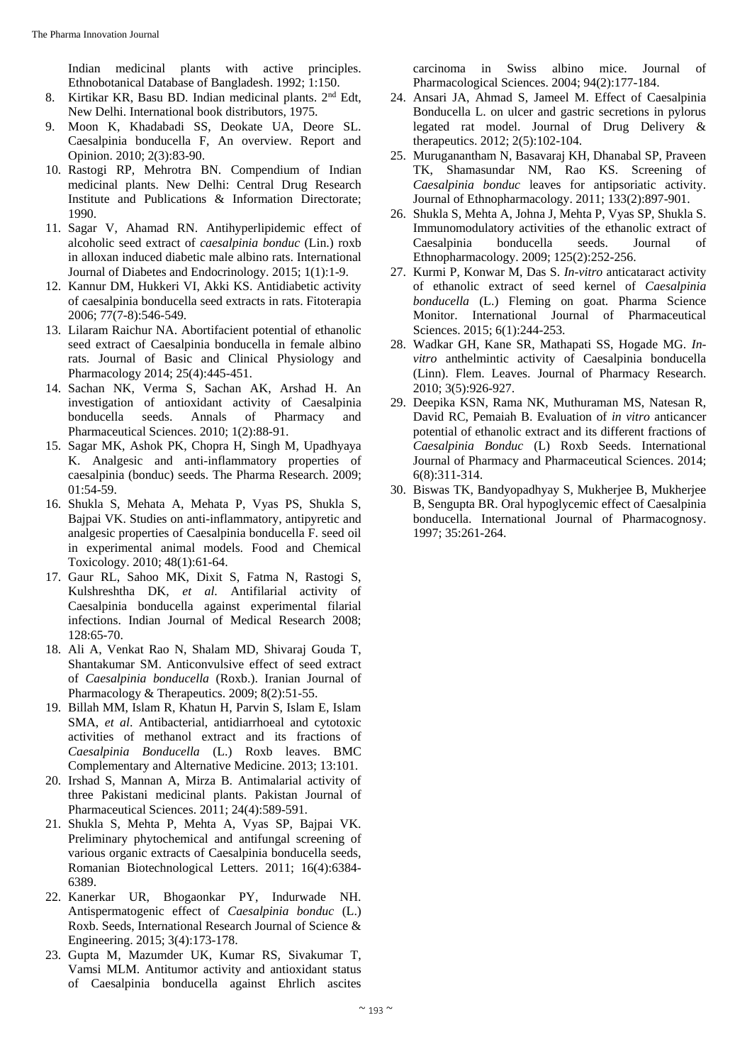Indian medicinal plants with active principles. Ethnobotanical Database of Bangladesh. 1992; 1:150.

8. Kirtikar KR, Basu BD. Indian medicinal plants. 2nd Edt, New Delhi. International book distributors, 1975.
9. Moon K, Khadabadi SS, Deokate UA, Deore SL. Caesalpinia bonducella F, An overview. Report and Opinion. 2010; 2(3):83-90.
10. Rastogi RP, Mehrotra BN. Compendium of Indian medicinal plants. New Delhi: Central Drug Research Institute and Publications & Information Directorate; 1990.
11. Sagar V, Ahamad RN. Antihyperlipidemic effect of alcoholic seed extract of *caesalpinia bonduc* (Lin.) roxb in alloxan induced diabetic male albino rats. International Journal of Diabetes and Endocrinology. 2015; 1(1):1-9.
12. Kannur DM, Hukkeri VI, Akki KS. Antidiabetic activity of caesalpinia bonducella seed extracts in rats. Fitoterapia 2006; 77(7-8):546-549.
13. Lilaram Raichur NA. Abortifacient potential of ethanolic seed extract of Caesalpinia bonducella in female albino rats. Journal of Basic and Clinical Physiology and Pharmacology 2014; 25(4):445-451.
14. Sachan NK, Verma S, Sachan AK, Arshad H. An investigation of antioxidant activity of Caesalpinia bonducella seeds. Annals of Pharmacy and Pharmaceutical Sciences. 2010; 1(2):88-91.
15. Sagar MK, Ashok PK, Chopra H, Singh M, Upadhyaya K. Analgesic and anti-inflammatory properties of caesalpinia (bonduc) seeds. The Pharma Research. 2009; 01:54-59.
16. Shukla S, Mehata A, Mehata P, Vyas PS, Shukla S, Bajpai VK. Studies on anti-inflammatory, antipyretic and analgesic properties of Caesalpinia bonducella F. seed oil in experimental animal models. Food and Chemical Toxicology. 2010; 48(1):61-64.
17. Gaur RL, Sahoo MK, Dixit S, Fatma N, Rastogi S, Kulshreshtha DK, *et al*. Antifilarial activity of Caesalpinia bonducella against experimental filarial infections. Indian Journal of Medical Research 2008; 128:65-70.
18. Ali A, Venkat Rao N, Shalam MD, Shivaraj Gouda T, Shantakumar SM. Anticonvulsive effect of seed extract of *Caesalpinia bonducella* (Roxb.). Iranian Journal of Pharmacology & Therapeutics. 2009; 8(2):51-55.
19. Billah MM, Islam R, Khatun H, Parvin S, Islam E, Islam SMA, *et al*. Antibacterial, antidiarrhoeal and cytotoxic activities of methanol extract and its fractions of *Caesalpinia Bonducella* (L.) Roxb leaves. BMC Complementary and Alternative Medicine. 2013; 13:101.
20. Irshad S, Mannan A, Mirza B. Antimalarial activity of three Pakistani medicinal plants. Pakistan Journal of Pharmaceutical Sciences. 2011; 24(4):589-591.
21. Shukla S, Mehta P, Mehta A, Vyas SP, Bajpai VK. Preliminary phytochemical and antifungal screening of various organic extracts of Caesalpinia bonducella seeds, Romanian Biotechnological Letters. 2011; 16(4):6384-6389.
22. Kanerkar UR, Bhogaonkar PY, Indurwade NH. Antispermatogenic effect of *Caesalpinia bonduc* (L.) Roxb. Seeds, International Research Journal of Science & Engineering. 2015; 3(4):173-178.
23. Gupta M, Mazumder UK, Kumar RS, Sivakumar T, Vamsi MLM. Antitumor activity and antioxidant status of Caesalpinia bonducella against Ehrlich ascites carcinoma in Swiss albino mice. Journal of Pharmacological Sciences. 2004; 94(2):177-184.
24. Ansari JA, Ahmad S, Jameel M. Effect of Caesalpinia Bonducella L. on ulcer and gastric secretions in pylorus legated rat model. Journal of Drug Delivery & therapeutics. 2012; 2(5):102-104.
25. Muruganantham N, Basavaraj KH, Dhanabal SP, Praveen TK, Shamasundar NM, Rao KS. Screening of *Caesalpinia bonduc* leaves for antipsoriatic activity. Journal of Ethnopharmacology. 2011; 133(2):897-901.
26. Shukla S, Mehta A, Johna J, Mehta P, Vyas SP, Shukla S. Immunomodulatory activities of the ethanolic extract of Caesalpinia bonducella seeds. Journal of Ethnopharmacology. 2009; 125(2):252-256.
27. Kurmi P, Konwar M, Das S. *In-vitro* anticataract activity of ethanolic extract of seed kernel of *Caesalpinia bonducella* (L.) Fleming on goat. Pharma Science Monitor. International Journal of Pharmaceutical Sciences. 2015; 6(1):244-253.
28. Wadkar GH, Kane SR, Mathapati SS, Hogade MG. *In-vitro* anthelmintic activity of Caesalpinia bonducella (Linn). Flem. Leaves. Journal of Pharmacy Research. 2010; 3(5):926-927.
29. Deepika KSN, Rama NK, Muthuraman MS, Natesan R, David RC, Pemaiah B. Evaluation of *in vitro* anticancer potential of ethanolic extract and its different fractions of *Caesalpinia Bonduc* (L) Roxb Seeds. International Journal of Pharmacy and Pharmaceutical Sciences. 2014; 6(8):311-314.
30. Biswas TK, Bandyopadhyay S, Mukherjee B, Mukherjee B, Sengupta BR. Oral hypoglycemic effect of Caesalpinia bonducella. International Journal of Pharmacognosy. 1997; 35:261-264.